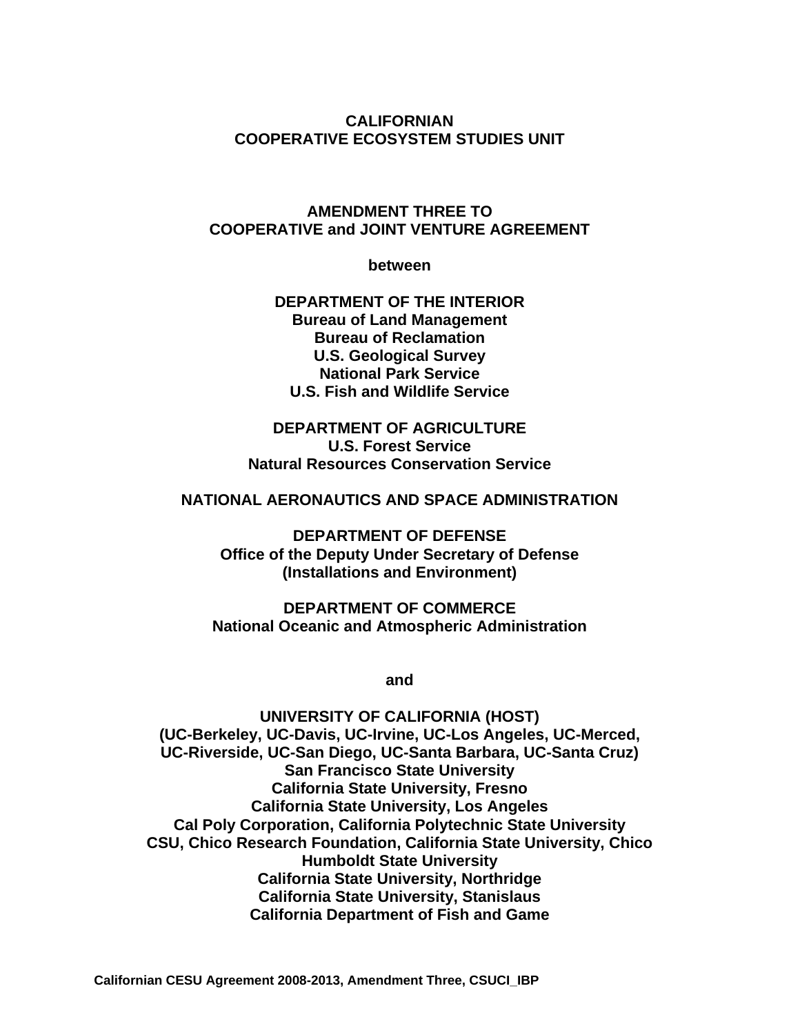# CALIFORNIAN COOPERATIVE ECOSYSTEM STUDIES UNIT

## AMENDMENT THREE TO COOPERATIVE and JOINT VENTURE AGREEMENT

**between**

**DEPARTMENT OF THE INTERIOR**
**Bureau of Land Management**
**Bureau of Reclamation**
**U.S. Geological Survey**
**National Park Service**
**U.S. Fish and Wildlife Service**

**DEPARTMENT OF AGRICULTURE**
**U.S. Forest Service**
**Natural Resources Conservation Service**

**NATIONAL AERONAUTICS AND SPACE ADMINISTRATION**

**DEPARTMENT OF DEFENSE**
**Office of the Deputy Under Secretary of Defense**
**(Installations and Environment)**

**DEPARTMENT OF COMMERCE**
**National Oceanic and Atmospheric Administration**

**and**

**UNIVERSITY OF CALIFORNIA (HOST)**
**(UC-Berkeley, UC-Davis, UC-Irvine, UC-Los Angeles, UC-Merced, UC-Riverside, UC-San Diego, UC-Santa Barbara, UC-Santa Cruz)**
**San Francisco State University**
**California State University, Fresno**
**California State University, Los Angeles**
**Cal Poly Corporation, California Polytechnic State University**
**CSU, Chico Research Foundation, California State University, Chico**
**Humboldt State University**
**California State University, Northridge**
**California State University, Stanislaus**
**California Department of Fish and Game**

**Californian CESU Agreement 2008-2013, Amendment Three, CSUCI_IBP**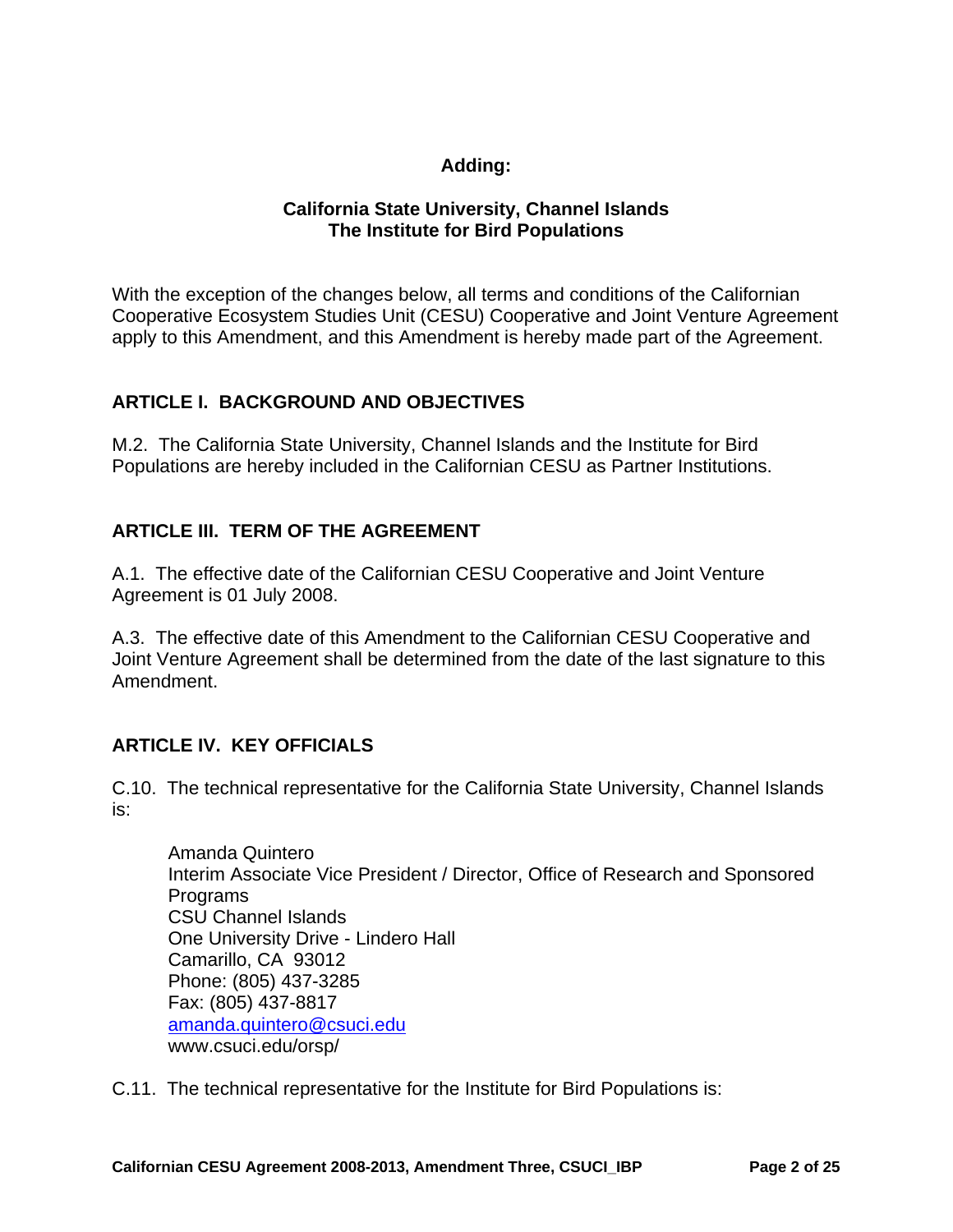**Adding:**

**California State University, Channel Islands**
**The Institute for Bird Populations**

With the exception of the changes below, all terms and conditions of the Californian Cooperative Ecosystem Studies Unit (CESU) Cooperative and Joint Venture Agreement apply to this Amendment, and this Amendment is hereby made part of the Agreement.

## ARTICLE I. BACKGROUND AND OBJECTIVES

M.2. The California State University, Channel Islands and the Institute for Bird Populations are hereby included in the Californian CESU as Partner Institutions.

## ARTICLE III. TERM OF THE AGREEMENT

A.1. The effective date of the Californian CESU Cooperative and Joint Venture Agreement is 01 July 2008.

A.3. The effective date of this Amendment to the Californian CESU Cooperative and Joint Venture Agreement shall be determined from the date of the last signature to this Amendment.

## ARTICLE IV. KEY OFFICIALS

C.10. The technical representative for the California State University, Channel Islands is:

> Amanda Quintero
> Interim Associate Vice President / Director, Office of Research and Sponsored Programs
> CSU Channel Islands
> One University Drive - Lindero Hall
> Camarillo, CA 93012
> Phone: (805) 437-3285
> Fax: (805) 437-8817
> amanda.quintero@csuci.edu
> www.csuci.edu/orsp/

C.11. The technical representative for the Institute for Bird Populations is: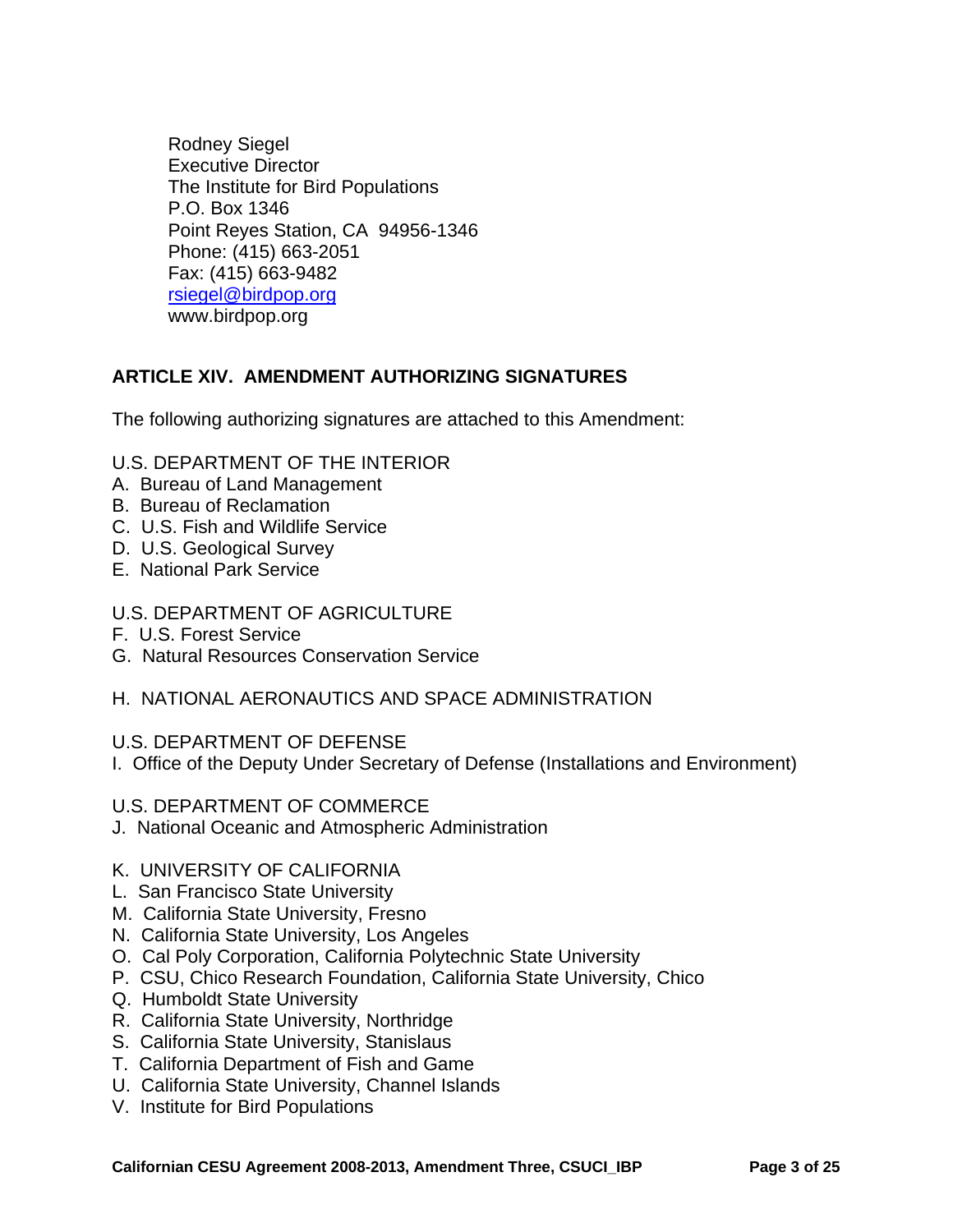Rodney Siegel
Executive Director
The Institute for Bird Populations
P.O. Box 1346
Point Reyes Station, CA 94956-1346
Phone: (415) 663-2051
Fax: (415) 663-9482
rsiegel@birdpop.org
www.birdpop.org

## ARTICLE XIV. AMENDMENT AUTHORIZING SIGNATURES

The following authorizing signatures are attached to this Amendment:

U.S. DEPARTMENT OF THE INTERIOR
A. Bureau of Land Management
B. Bureau of Reclamation
C. U.S. Fish and Wildlife Service
D. U.S. Geological Survey
E. National Park Service

U.S. DEPARTMENT OF AGRICULTURE
F. U.S. Forest Service
G. Natural Resources Conservation Service

H. NATIONAL AERONAUTICS AND SPACE ADMINISTRATION

U.S. DEPARTMENT OF DEFENSE
I. Office of the Deputy Under Secretary of Defense (Installations and Environment)

U.S. DEPARTMENT OF COMMERCE
J. National Oceanic and Atmospheric Administration

K. UNIVERSITY OF CALIFORNIA
L. San Francisco State University
M. California State University, Fresno
N. California State University, Los Angeles
O. Cal Poly Corporation, California Polytechnic State University
P. CSU, Chico Research Foundation, California State University, Chico
Q. Humboldt State University
R. California State University, Northridge
S. California State University, Stanislaus
T. California Department of Fish and Game
U. California State University, Channel Islands
V. Institute for Bird Populations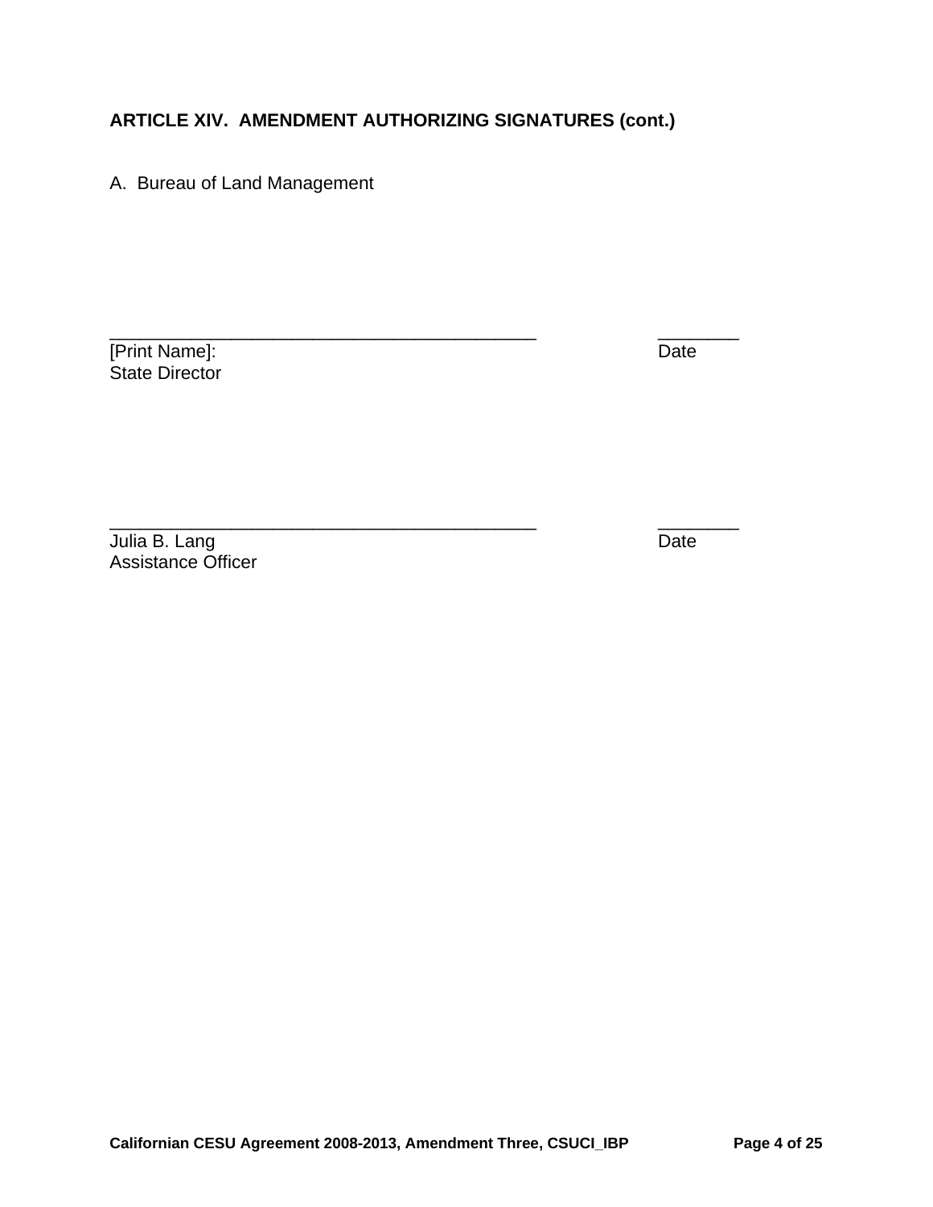## ARTICLE XIV. AMENDMENT AUTHORIZING SIGNATURES (cont.)

A. Bureau of Land Management

\_\_\_\_\_\_\_\_\_\_\_\_\_\_\_\_\_\_\_\_\_\_\_\_\_\_\_\_\_\_\_\_\_\_\_\_\_\_\_\_\_\_ \_\_\_\_\_\_\_\_
[Print Name]: Date
State Director

\_\_\_\_\_\_\_\_\_\_\_\_\_\_\_\_\_\_\_\_\_\_\_\_\_\_\_\_\_\_\_\_\_\_\_\_\_\_\_\_\_\_ \_\_\_\_\_\_\_\_
Julia B. Lang Date
Assistance Officer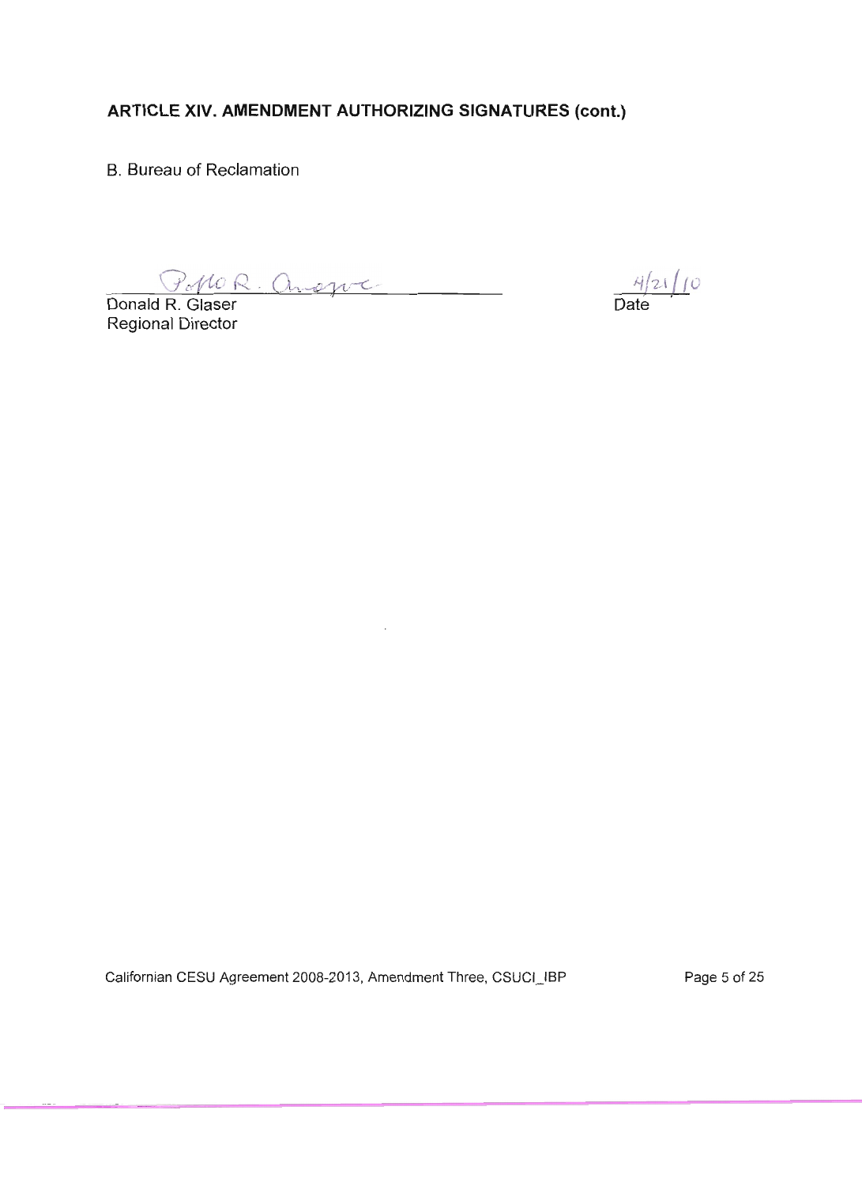## ARTICLE XIV. AMENDMENT AUTHORIZING SIGNATURES (cont.)

B. Bureau of Reclamation

Pablo R. Arroyave

Donald R. Glaser
Regional Director

4/21/10
Date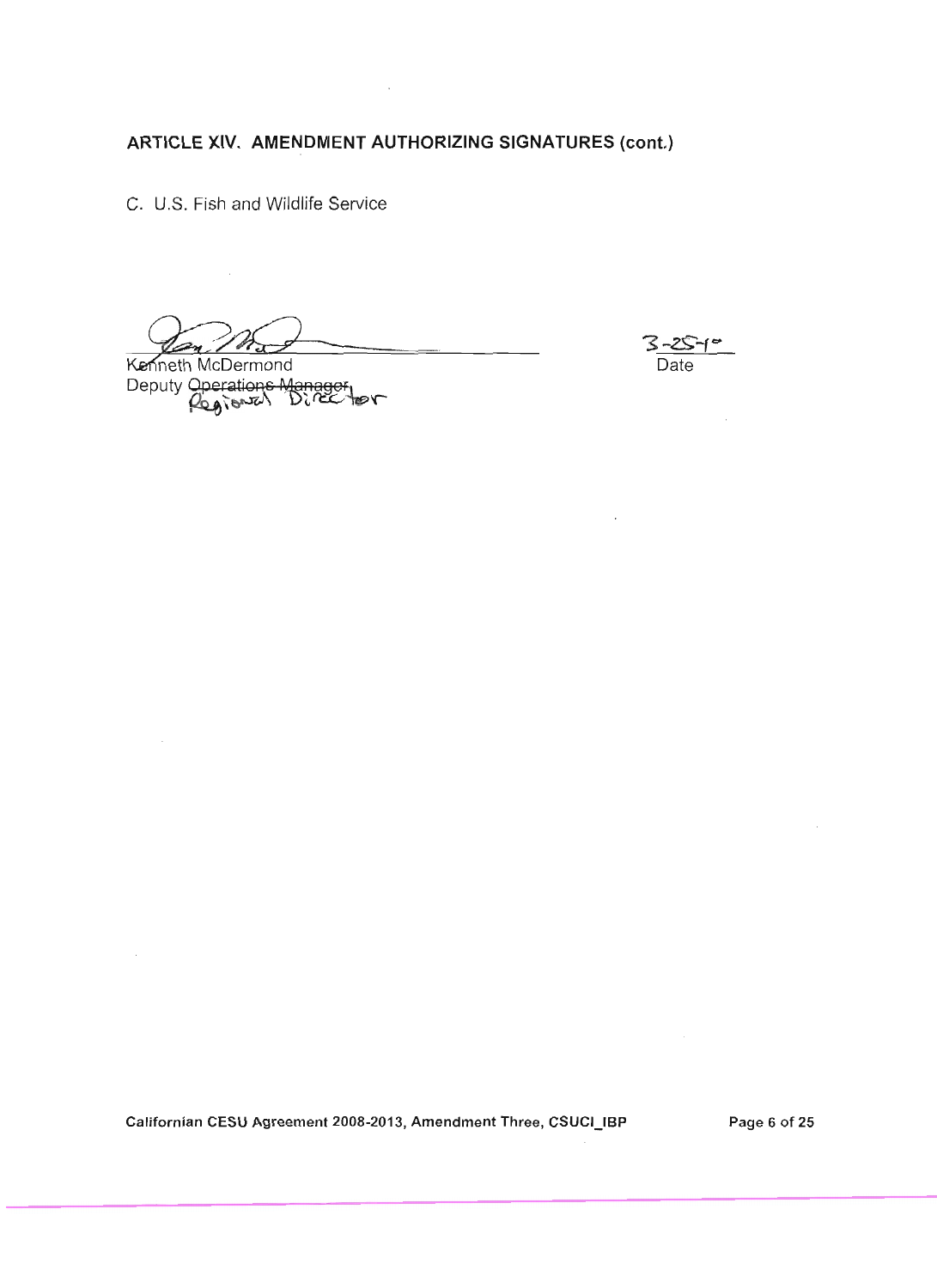**ARTICLE XIV. AMENDMENT AUTHORIZING SIGNATURES (cont.)**

C. U.S. Fish and Wildlife Service

Kenneth McDermond
Deputy ~~Operations Manager~~ Regional Director

3-25-10
Date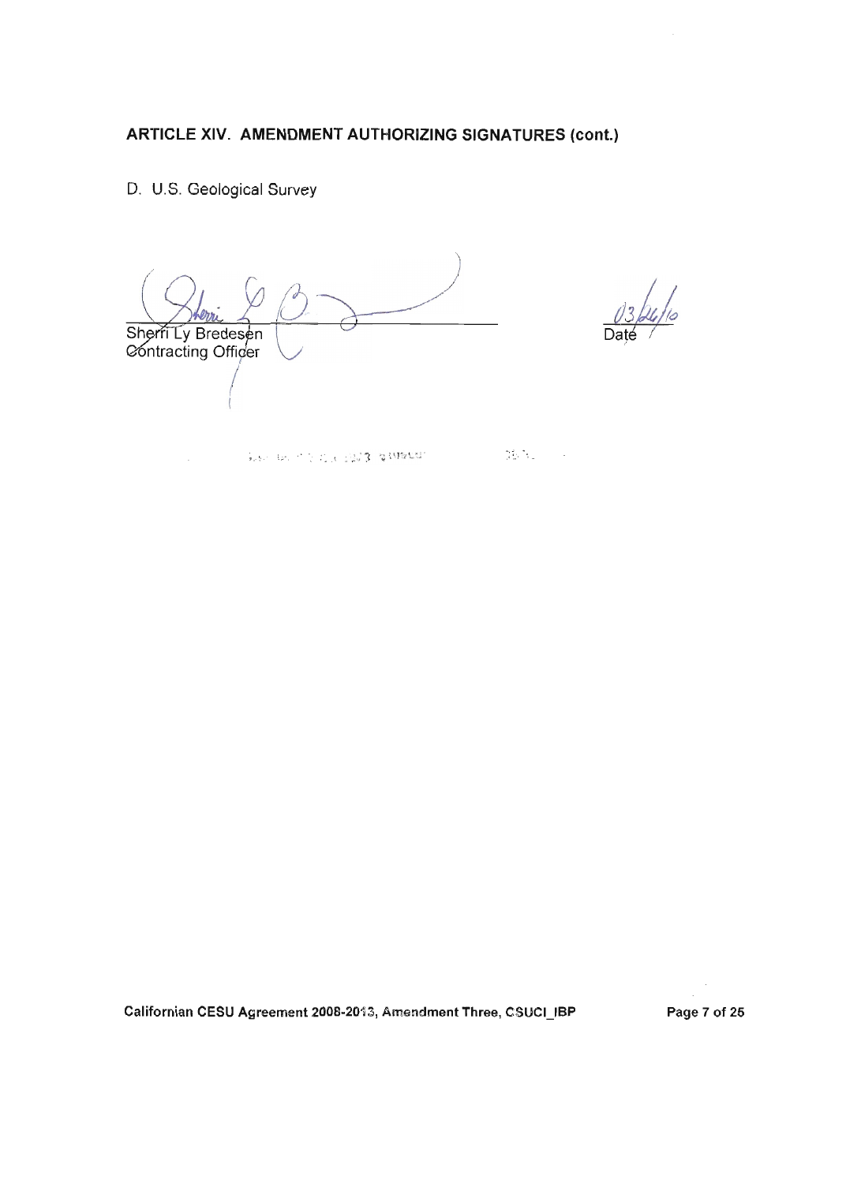## ARTICLE XIV. AMENDMENT AUTHORIZING SIGNATURES (cont.)

D. U.S. Geological Survey

Sherri Ly Bredesen
Contracting Officer

03/26/10
Date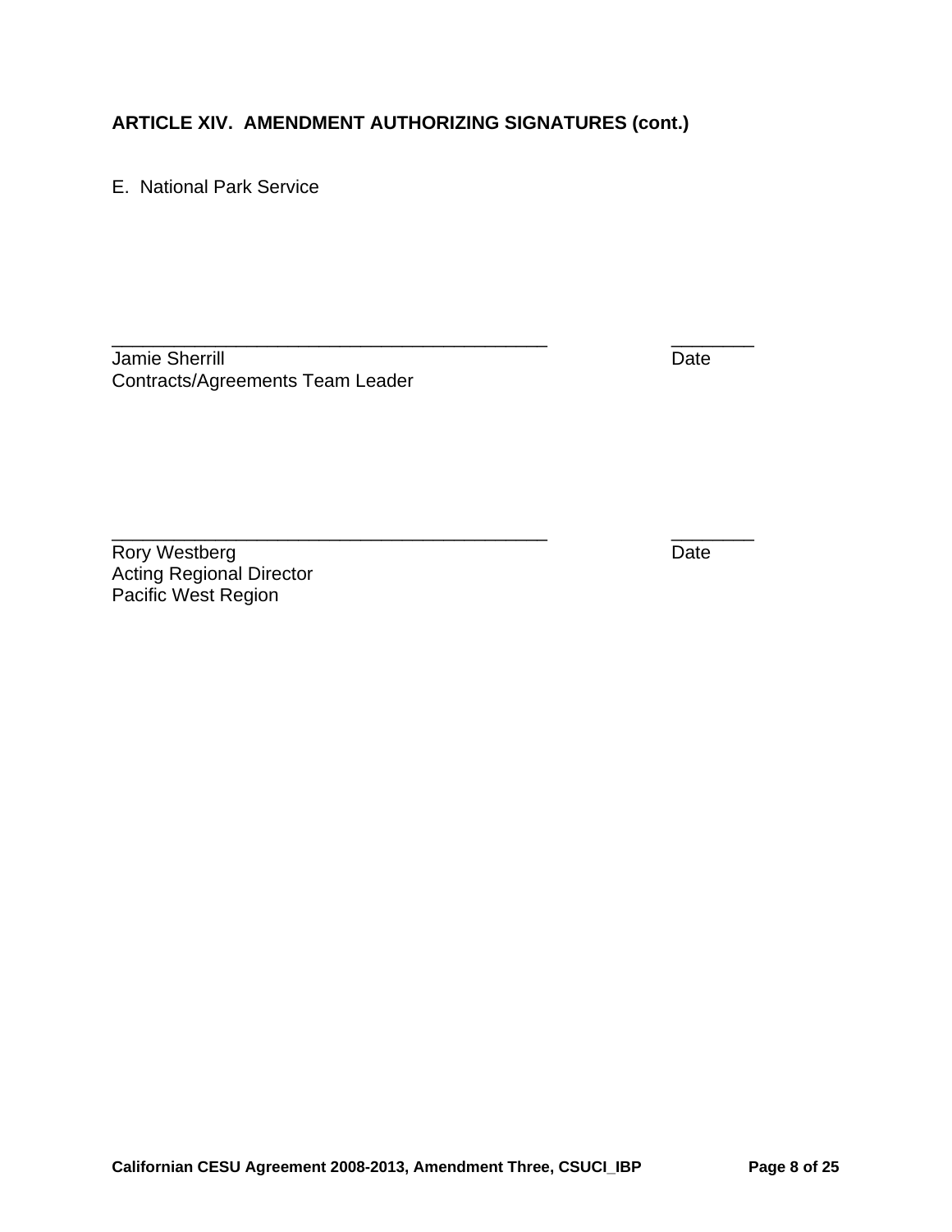**ARTICLE XIV. AMENDMENT AUTHORIZING SIGNATURES (cont.)**

E. National Park Service

_____________________________________________ ________

Jamie Sherrill Date

Contracts/Agreements Team Leader

_____________________________________________ ________

Rory Westberg Date

Acting Regional Director

Pacific West Region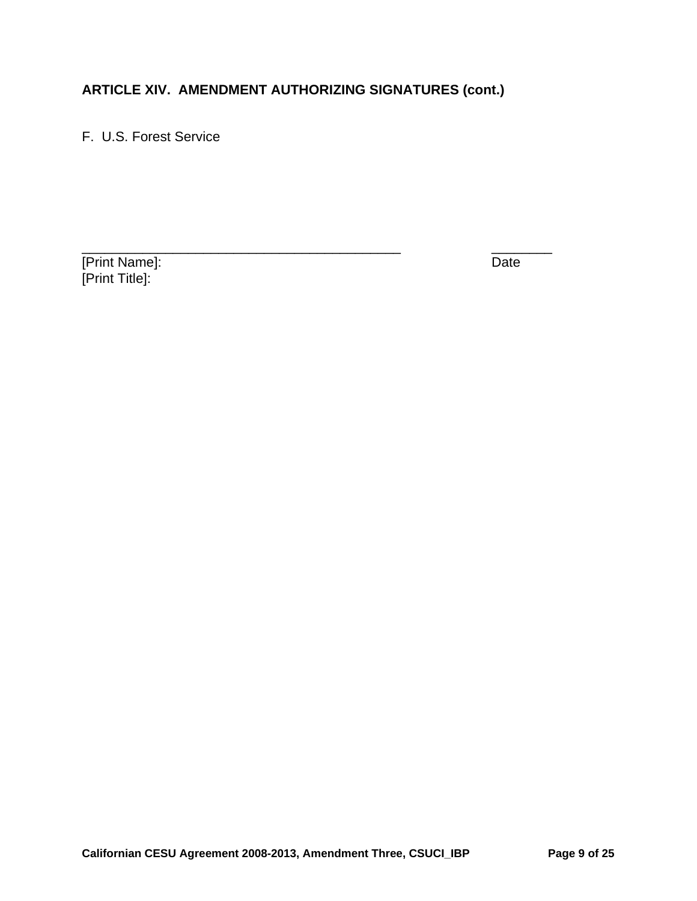**ARTICLE XIV. AMENDMENT AUTHORIZING SIGNATURES (cont.)**

F. U.S. Forest Service

\_\_\_\_\_\_\_\_\_\_\_\_\_\_\_\_\_\_\_\_\_\_\_\_\_\_\_\_\_\_\_\_\_\_\_\_\_\_\_\_\_\_\_\_ \_\_\_\_\_\_\_\_\_
[Print Name]: Date
[Print Title]: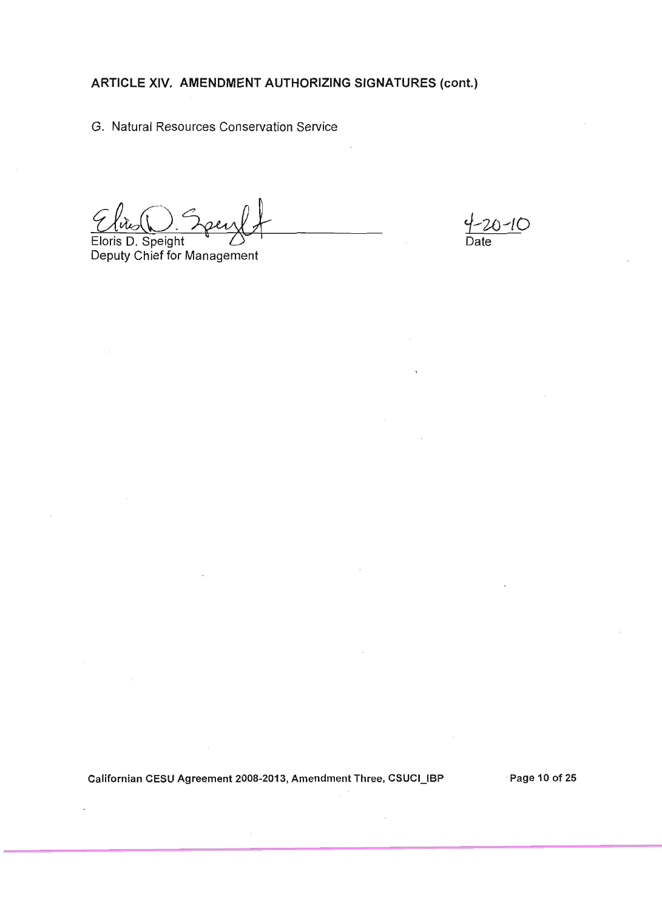**ARTICLE XIV. AMENDMENT AUTHORIZING SIGNATURES (cont.)**

G. Natural Resources Conservation Service

Eloris D. Speight
Deputy Chief for Management

4-20-10
Date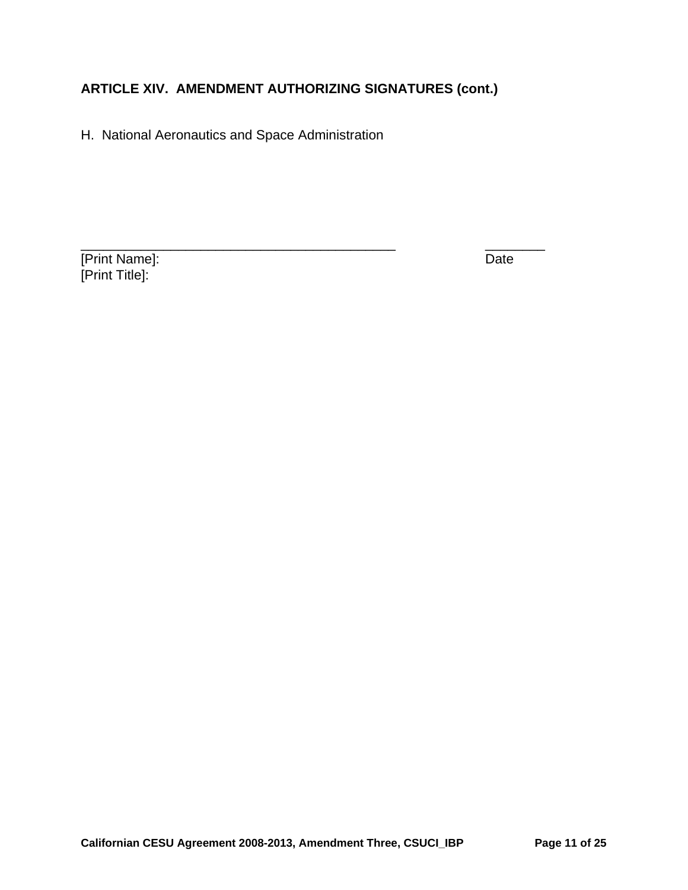**ARTICLE XIV. AMENDMENT AUTHORIZING SIGNATURES (cont.)**

H. National Aeronautics and Space Administration

_____________________________________________ ________

[Print Name]: Date

[Print Title]: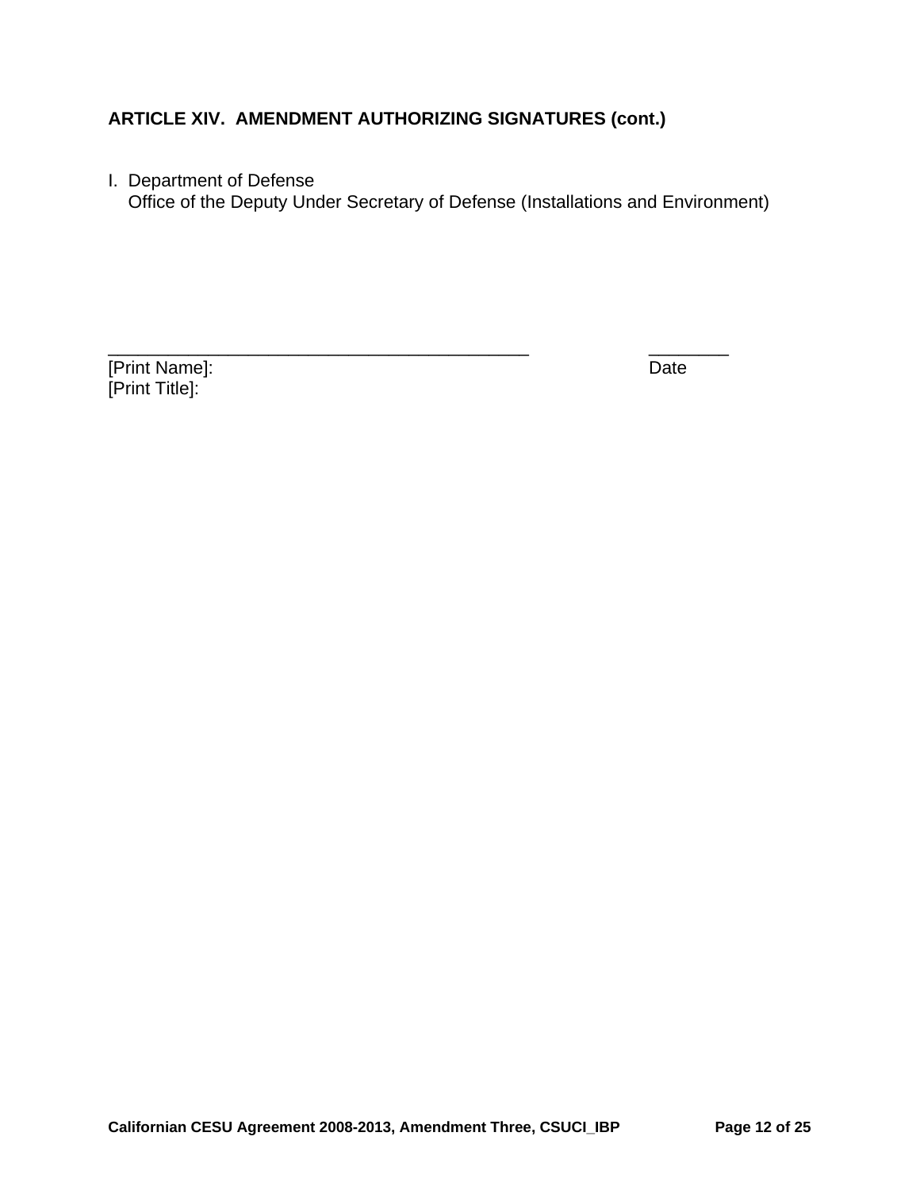### ARTICLE XIV. AMENDMENT AUTHORIZING SIGNATURES (cont.)

I. Department of Defense
   Office of the Deputy Under Secretary of Defense (Installations and Environment)

_____________________________________________ ________
[Print Name]: Date
[Print Title]: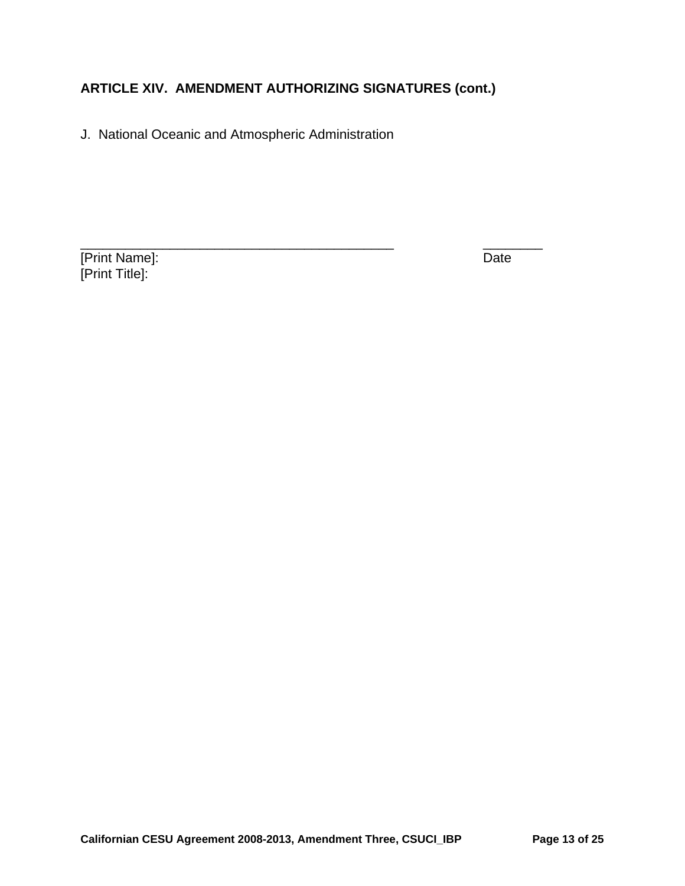**ARTICLE XIV. AMENDMENT AUTHORIZING SIGNATURES (cont.)**

J. National Oceanic and Atmospheric Administration

_____________________________________________ ________
[Print Name]: Date
[Print Title]: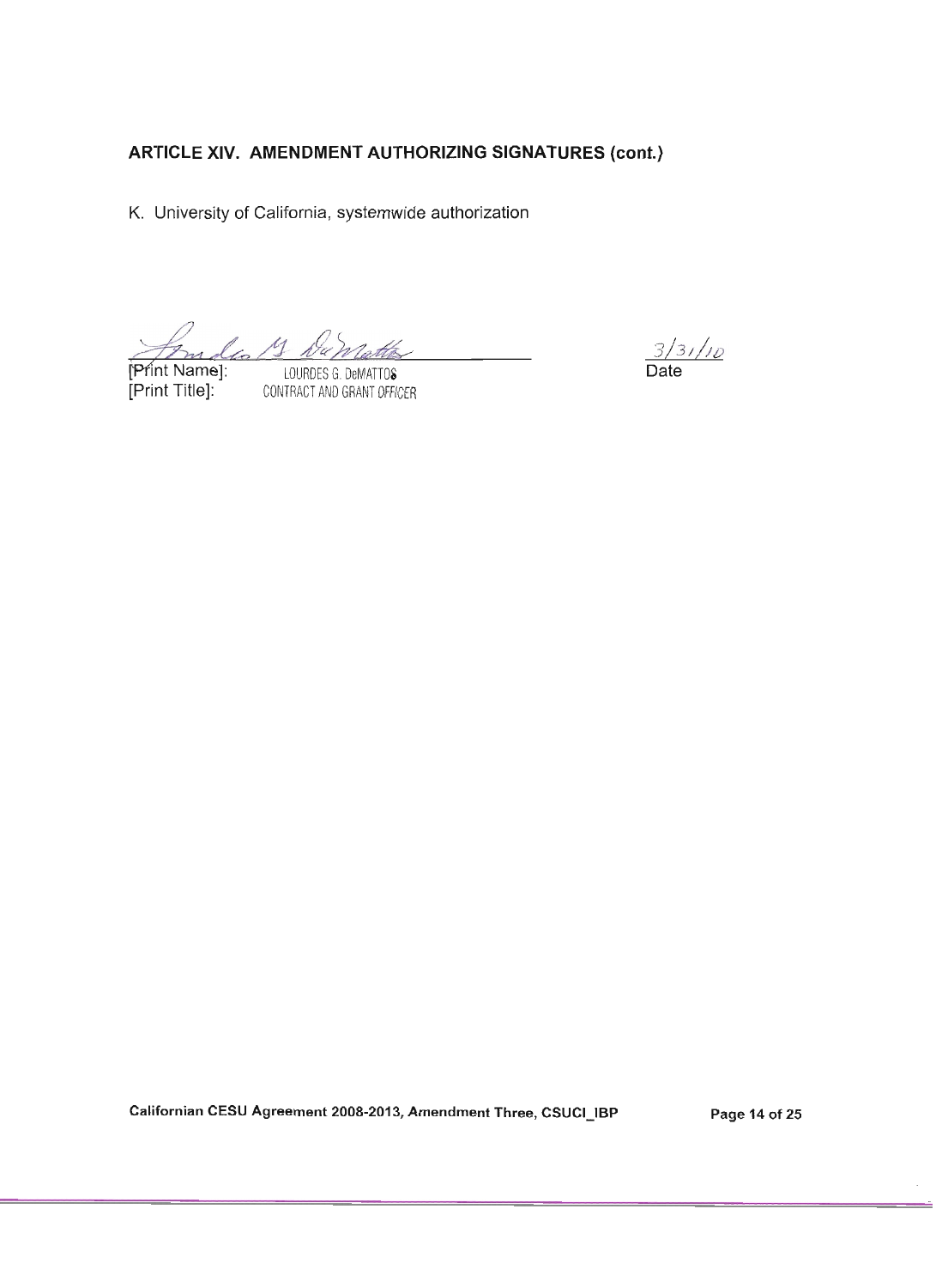**ARTICLE XIV. AMENDMENT AUTHORIZING SIGNATURES (cont.)**

K. University of California, systemwide authorization

[Print Name]: LOURDES G. DeMATTOS
[Print Title]: CONTRACT AND GRANT OFFICER

3/31/10
Date

Californian CESU Agreement 2008-2013, Amendment Three, CSUCI_IBP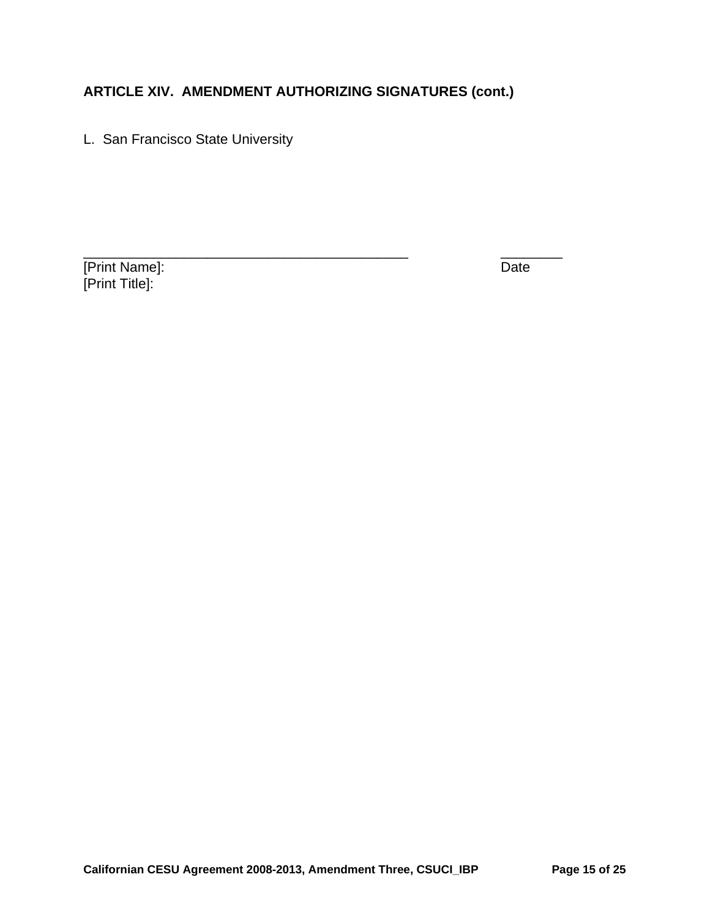### ARTICLE XIV. AMENDMENT AUTHORIZING SIGNATURES (cont.)

L. San Francisco State University

_____________________________________________ ________

[Print Name]: Date

[Print Title]: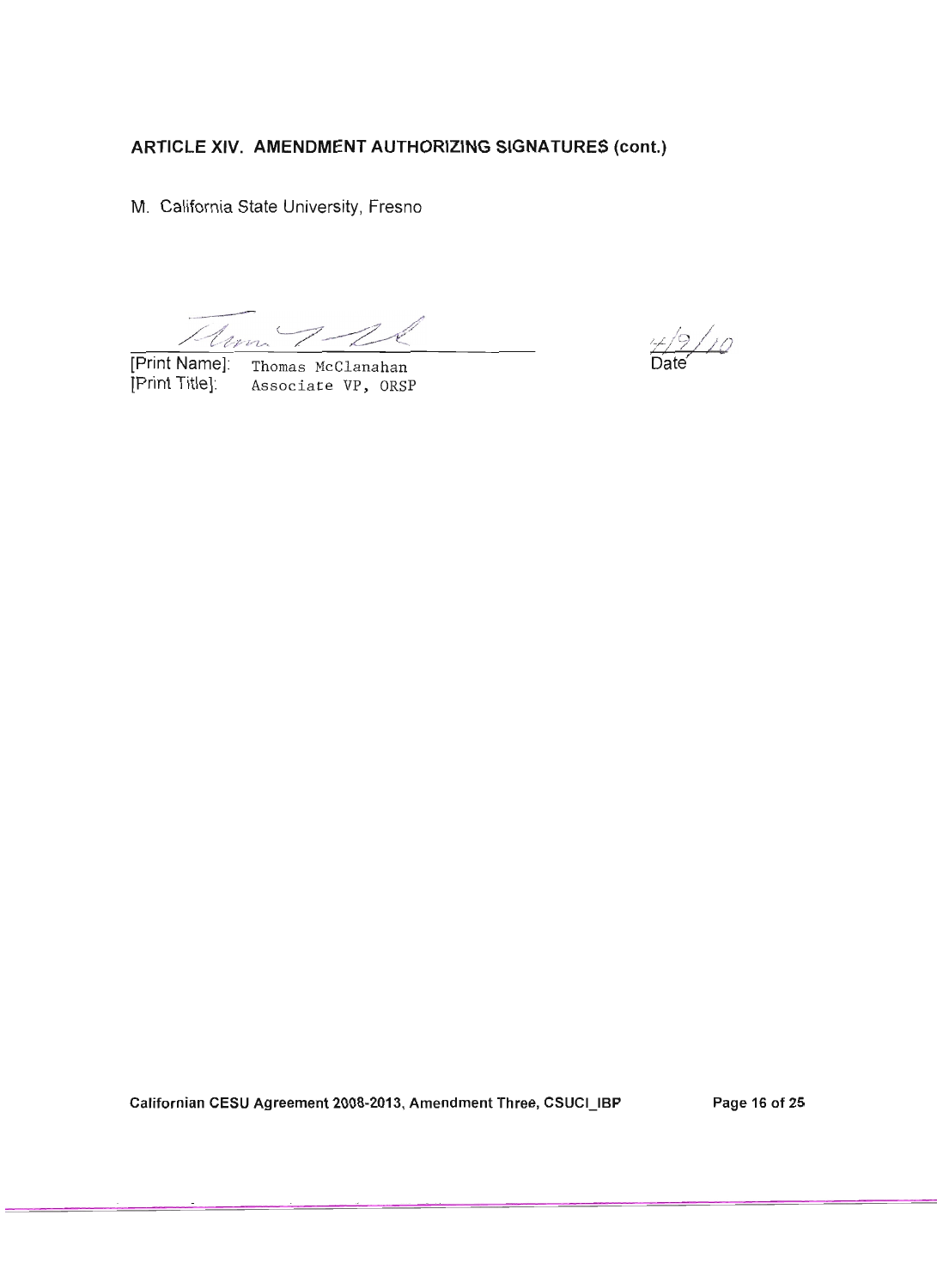**ARTICLE XIV. AMENDMENT AUTHORIZING SIGNATURES (cont.)**

M. California State University, Fresno

_______________________________ 4/9/10

[Print Name]: Thomas McClanahan
[Print Title]: Associate VP, ORSP

Date

Californian CESU Agreement 2008-2013, Amendment Three, CSUCI_IBP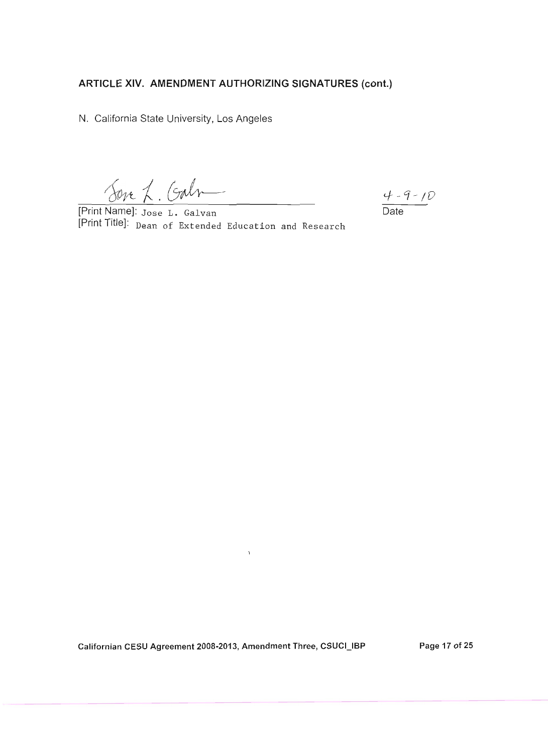## ARTICLE XIV. AMENDMENT AUTHORIZING SIGNATURES (cont.)

N. California State University, Los Angeles

Jose L. Galvan ____________________ 4-9-10

[Print Name]: Jose L. Galvan Date

[Print Title]: Dean of Extended Education and Research

Californian CESU Agreement 2008-2013, Amendment Three, CSUCI_IBP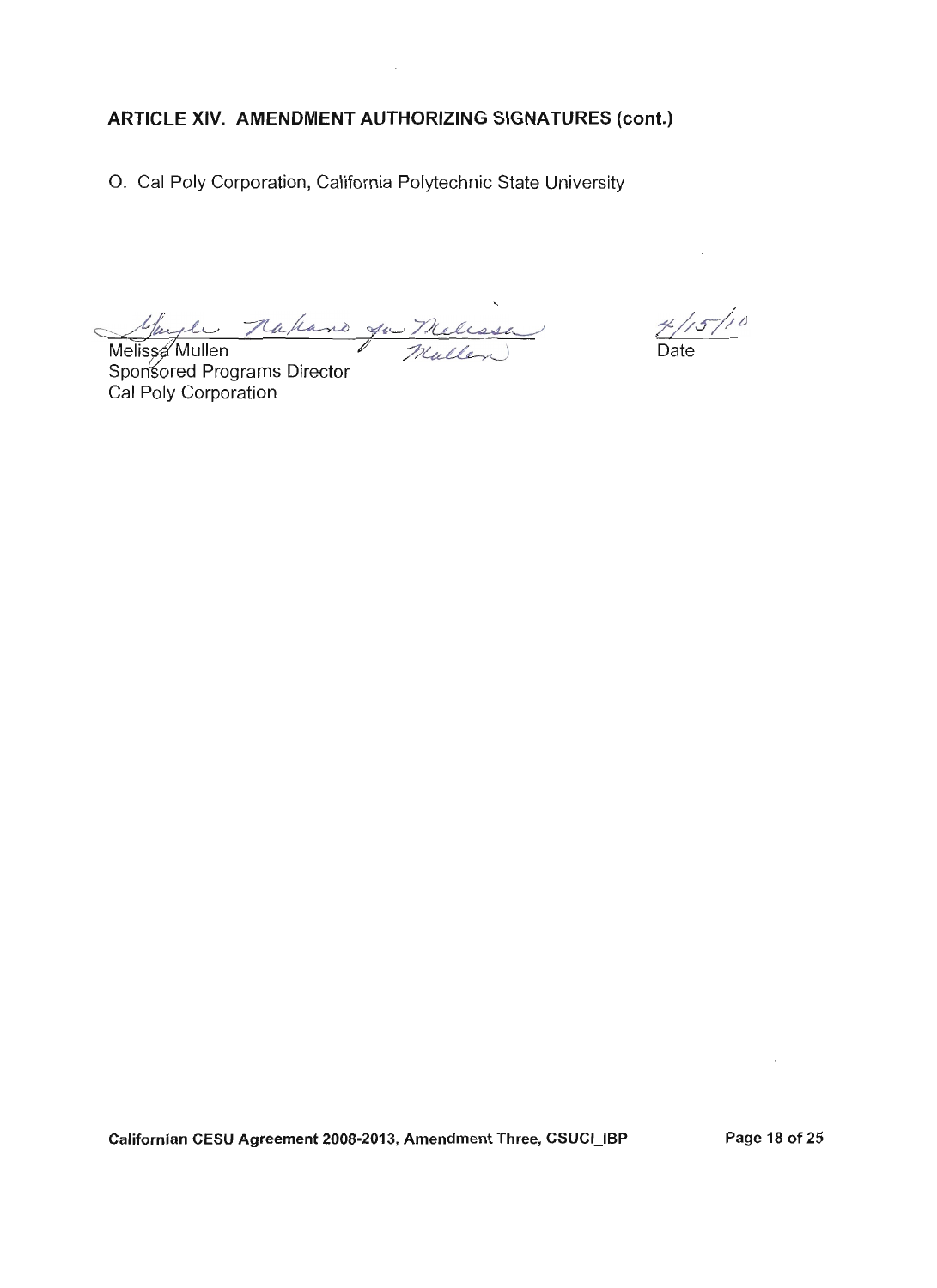## ARTICLE XIV. AMENDMENT AUTHORIZING SIGNATURES (cont.)

O. Cal Poly Corporation, California Polytechnic State University

Gayle Nakano for Melissa Mullen  
Melissa Mullen  
Sponsored Programs Director  
Cal Poly Corporation

4/15/10  
Date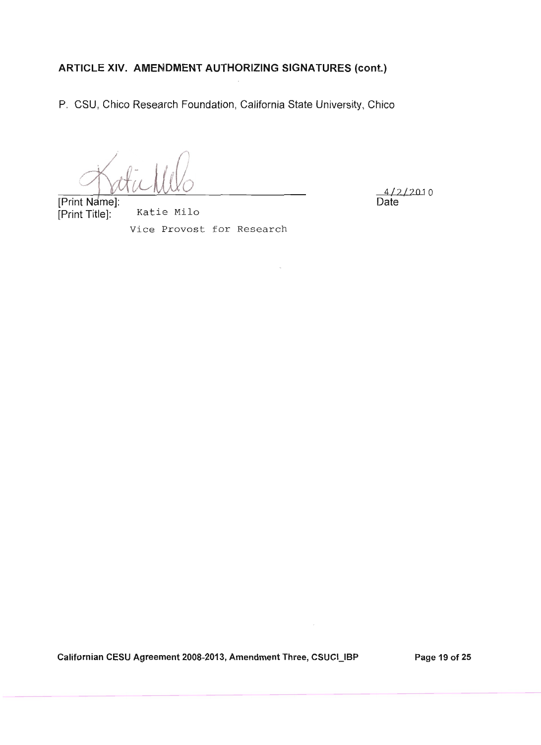**ARTICLE XIV. AMENDMENT AUTHORIZING SIGNATURES (cont.)**

P. CSU, Chico Research Foundation, California State University, Chico

[Print Name]: Katie Milo
[Print Title]: Vice Provost for Research

4/2/2010
Date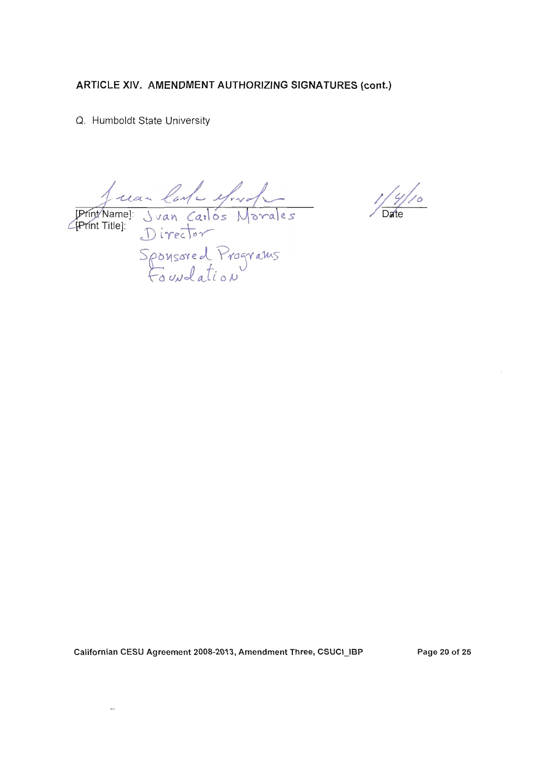**ARTICLE XIV. AMENDMENT AUTHORIZING SIGNATURES (cont.)**

Q. Humboldt State University

[Print Name]: Juan Carlos Morales
[Print Title]: Director
Sponsored Programs
Foundation

1/4/10
Date

Californian CESU Agreement 2008-2013, Amendment Three, CSUCI_IBP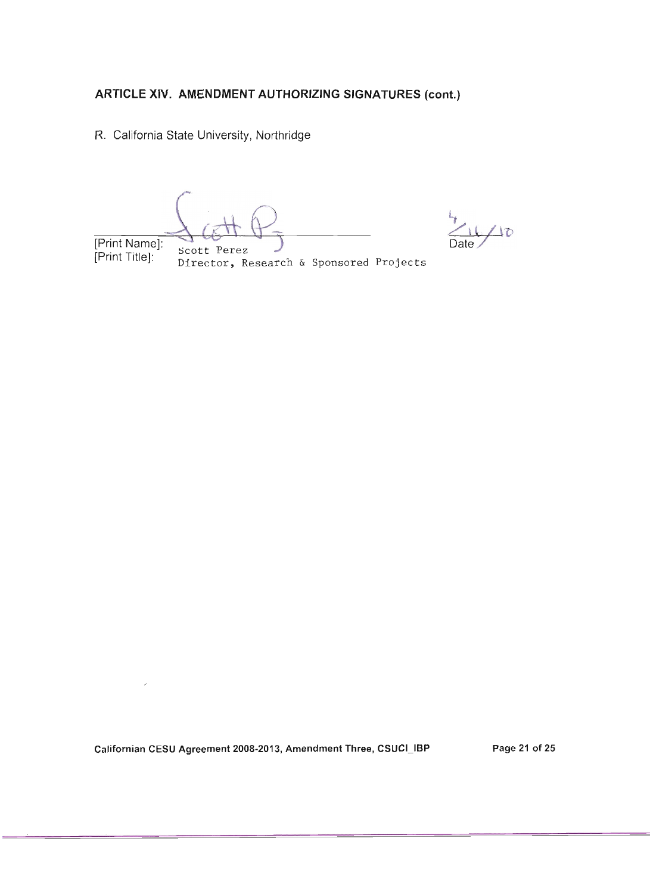**ARTICLE XIV. AMENDMENT AUTHORIZING SIGNATURES (cont.)**

R. California State University, Northridge

_______________________________ 4/16/10
[Print Name]: Scott Perez Date
[Print Title]: Director, Research & Sponsored Projects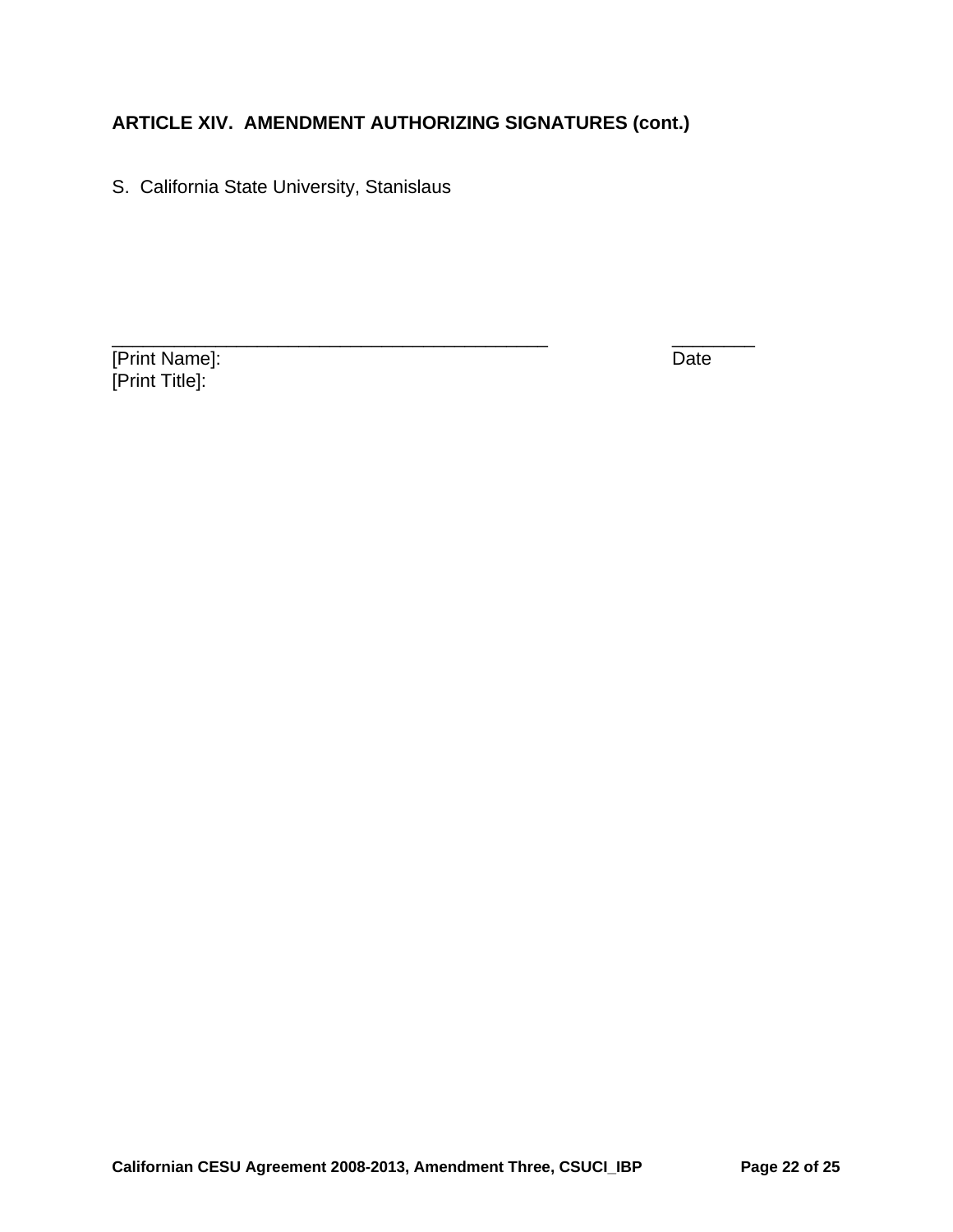### ARTICLE XIV. AMENDMENT AUTHORIZING SIGNATURES (cont.)

S. California State University, Stanislaus

_____________________________________________ ________
[Print Name]: Date
[Print Title]: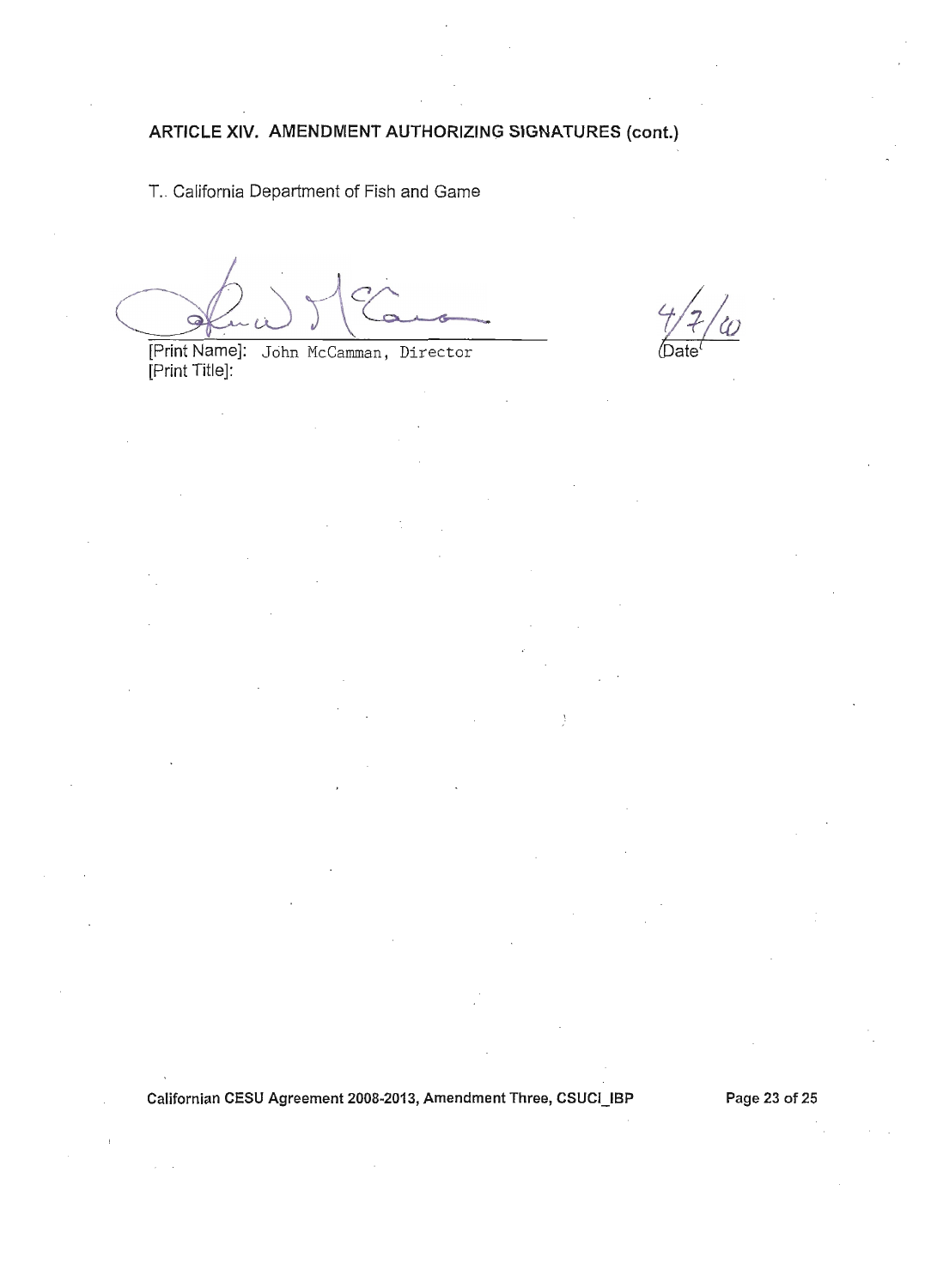**ARTICLE XIV. AMENDMENT AUTHORIZING SIGNATURES (cont.)**

T. California Department of Fish and Game

[Print Name]: John McCamman, Director
[Print Title]:

4/7/10
Date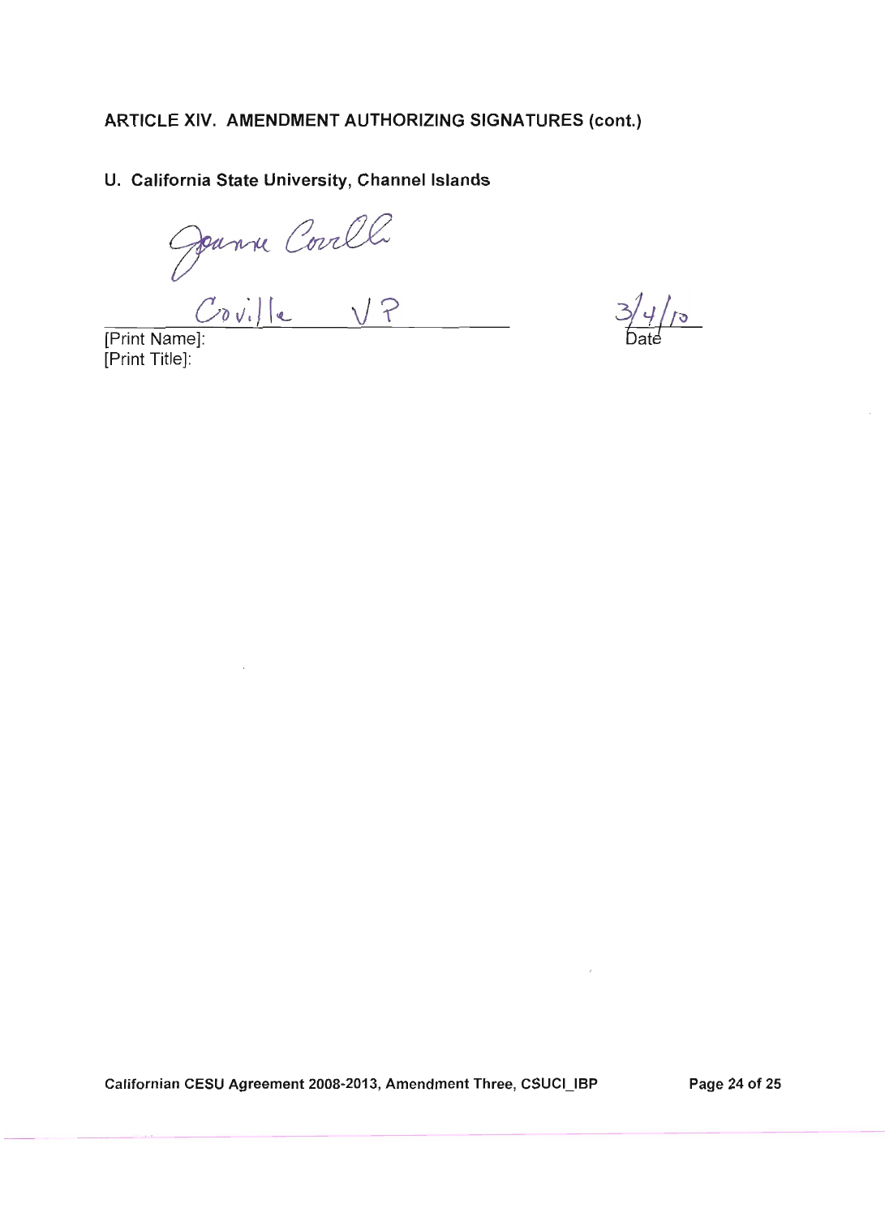## ARTICLE XIV. AMENDMENT AUTHORIZING SIGNATURES (cont.)

### U. California State University, Channel Islands

Joanne Coville

Coville VP

[Print Name]:
[Print Title]:

3/4/10
Date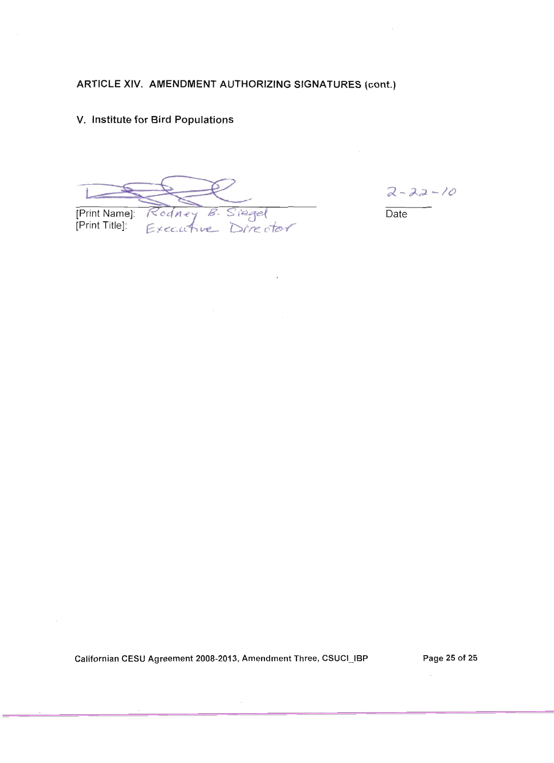## ARTICLE XIV. AMENDMENT AUTHORIZING SIGNATURES (cont.)

### V. Institute for Bird Populations

_______________________________ 2-22-10

[Print Name]: Rodney B. Siegel

[Print Title]: Executive Director

Date